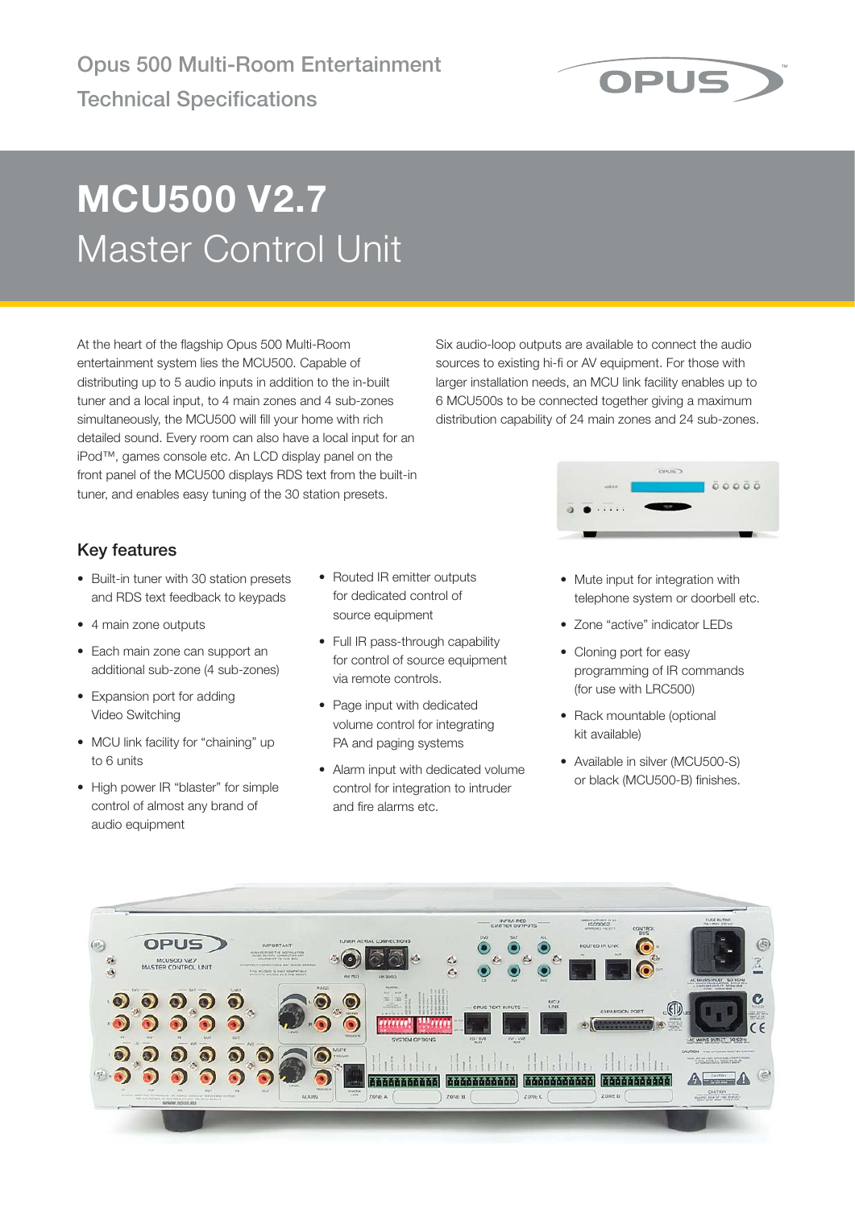Opus 500 Multi-Room Entertainment
Technical Specifications

# MCU500 V2.7
## Master Control Unit

At the heart of the flagship Opus 500 Multi-Room entertainment system lies the MCU500. Capable of distributing up to 5 audio inputs in addition to the in-built tuner and a local input, to 4 main zones and 4 sub-zones simultaneously, the MCU500 will fill your home with rich detailed sound. Every room can also have a local input for an iPod™, games console etc. An LCD display panel on the front panel of the MCU500 displays RDS text from the built-in tuner, and enables easy tuning of the 30 station presets.

Six audio-loop outputs are available to connect the audio sources to existing hi-fi or AV equipment. For those with larger installation needs, an MCU link facility enables up to 6 MCU500s to be connected together giving a maximum distribution capability of 24 main zones and 24 sub-zones.

### Key features

- Built-in tuner with 30 station presets and RDS text feedback to keypads
- 4 main zone outputs
- Each main zone can support an additional sub-zone (4 sub-zones)
- Expansion port for adding Video Switching
- MCU link facility for "chaining" up to 6 units
- High power IR "blaster" for simple control of almost any brand of audio equipment
- Routed IR emitter outputs for dedicated control of source equipment
- Full IR pass-through capability for control of source equipment via remote controls.
- Page input with dedicated volume control for integrating PA and paging systems
- Alarm input with dedicated volume control for integration to intruder and fire alarms etc.
- Mute input for integration with telephone system or doorbell etc.
- Zone "active" indicator LEDs
- Cloning port for easy programming of IR commands (for use with LRC500)
- Rack mountable (optional kit available)
- Available in silver (MCU500-S) or black (MCU500-B) finishes.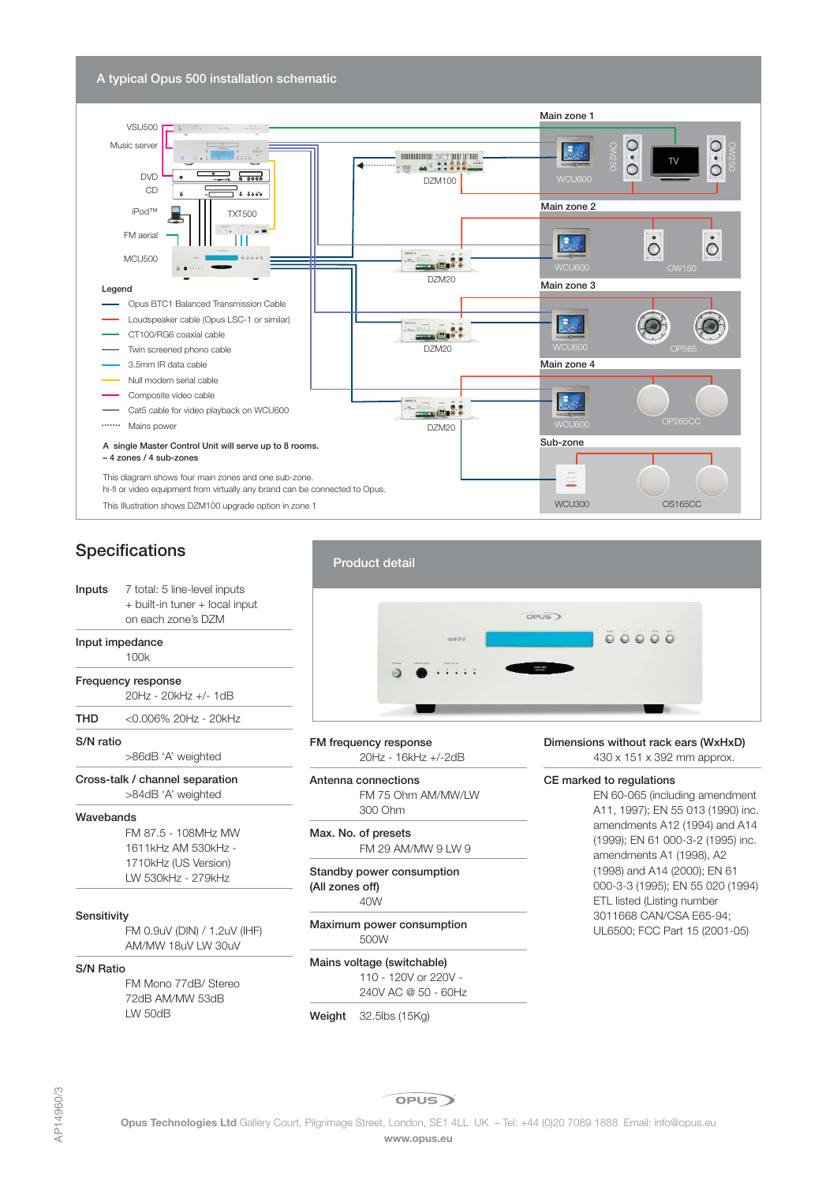## A typical Opus 500 installation schematic

VSU500
Music server
DVD
CD
iPod™
FM aerial
MCU500
TXT500
DZM100
DZM20
DZM20
DZM20

Main zone 1
WCU600
OW250
TV
OW250

Main zone 2
WCU600
OW150

Main zone 3
WCU600
OP565

Main zone 4
WCU600
OP265CC

Sub-zone
WCU300
OS165CC

Legend

- Opus BTC1 Balanced Transmission Cable
- Loudspeaker cable (Opus LSC-1 or similar)
- CT100/RG6 coaxial cable
- Twin screened phono cable
- 3.5mm IR data cable
- Null modem serial cable
- Composite video cable
- Cat5 cable for video playback on WCU600
- Mains power

**A single Master Control Unit will serve up to 8 rooms.**
**– 4 zones / 4 sub-zones**

This diagram shows four main zones and one sub-zone.
hi-fi or video equipment from virtually any brand can be connected to Opus.

This Illustration shows DZM100 upgrade option in zone 1

## Specifications

**Inputs** 7 total: 5 line-level inputs + built-in tuner + local input on each zone's DZM

**Input impedance**
100k

**Frequency response**
20Hz - 20kHz +/- 1dB

**THD** <0.006% 20Hz - 20kHz

**S/N ratio**
>86dB 'A' weighted

**Cross-talk / channel separation**
>84dB 'A' weighted

**Wavebands**
FM 87.5 - 108MHz MW
1611kHz AM 530kHz - 1710kHz (US Version)
LW 530kHz - 279kHz

**Sensitivity**
FM 0.9uV (DIN) / 1.2uV (IHF)
AM/MW 18uV LW 30uV

**S/N Ratio**
FM Mono 77dB/ Stereo
72dB AM/MW 53dB
LW 50dB

## Product detail

**FM frequency response**
20Hz - 16kHz +/-2dB

**Antenna connections**
FM 75 Ohm AM/MW/LW
300 Ohm

**Max. No. of presets**
FM 29 AM/MW 9 LW 9

**Standby power consumption (All zones off)**
40W

**Maximum power consumption**
500W

**Mains voltage (switchable)**
110 - 120V or 220V - 240V AC @ 50 - 60Hz

**Weight** 32.5lbs (15Kg)

**Dimensions without rack ears (WxHxD)**
430 x 151 x 392 mm approx.

**CE marked to regulations**
EN 60-065 (including amendment A11, 1997); EN 55 013 (1990) inc. amendments A12 (1994) and A14 (1999); EN 61 000-3-2 (1995) inc. amendments A1 (1998), A2 (1998) and A14 (2000); EN 61 000-3-3 (1995); EN 55 020 (1994) ETL listed (Listing number 3011668 CAN/CSA E65-94; UL6500; FCC Part 15 (2001-05)

OPUS

**Opus Technologies Ltd** Gallery Court, Pilgrimage Street, London, SE1 4LL UK – Tel: +44 (0)20 7089 1888 Email: info@opus.eu
**www.opus.eu**

AP14960/3